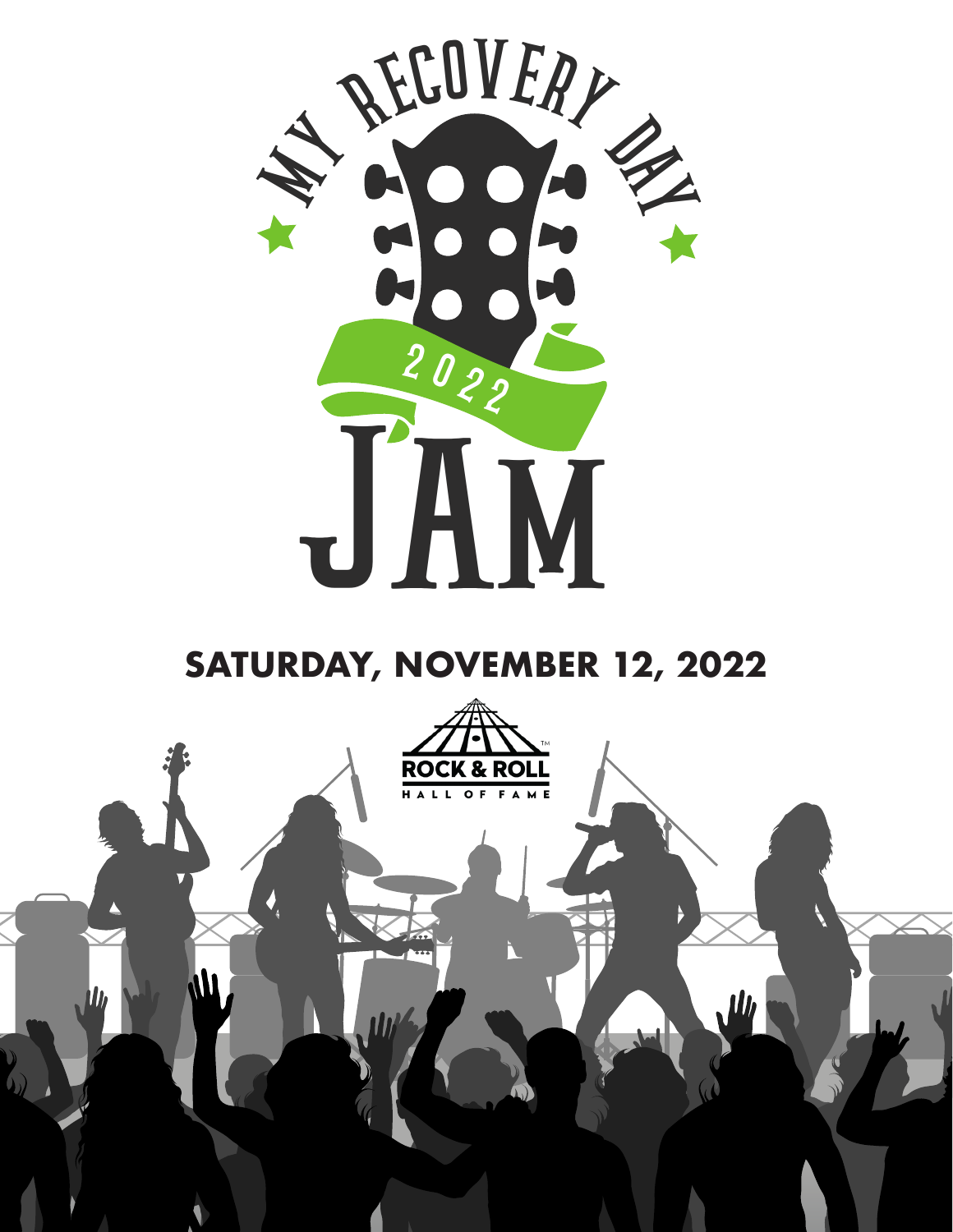# MY RECOVERY DAY 2022 JAM

## SATURDAY, NOVEMBER 12, 2022

ROCK & ROLL HALL OF FAME™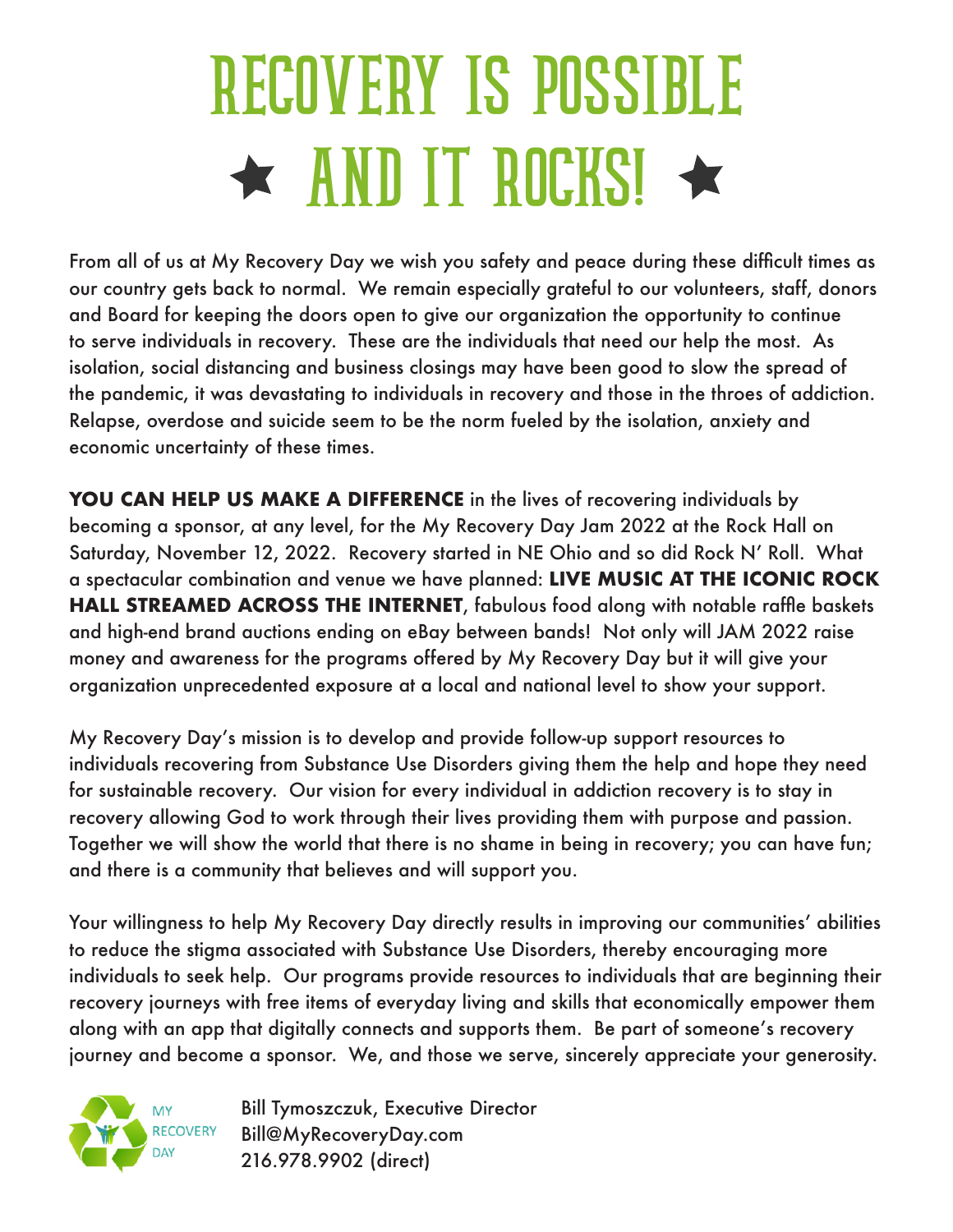# RECOVERY IS POSSIBLE ★ AND IT ROCKS! ★

From all of us at My Recovery Day we wish you safety and peace during these difficult times as our country gets back to normal. We remain especially grateful to our volunteers, staff, donors and Board for keeping the doors open to give our organization the opportunity to continue to serve individuals in recovery. These are the individuals that need our help the most. As isolation, social distancing and business closings may have been good to slow the spread of the pandemic, it was devastating to individuals in recovery and those in the throes of addiction. Relapse, overdose and suicide seem to be the norm fueled by the isolation, anxiety and economic uncertainty of these times.

**YOU CAN HELP US MAKE A DIFFERENCE** in the lives of recovering individuals by becoming a sponsor, at any level, for the My Recovery Day Jam 2022 at the Rock Hall on Saturday, November 12, 2022. Recovery started in NE Ohio and so did Rock N' Roll. What a spectacular combination and venue we have planned: **LIVE MUSIC AT THE ICONIC ROCK HALL STREAMED ACROSS THE INTERNET**, fabulous food along with notable raffle baskets and high-end brand auctions ending on eBay between bands! Not only will JAM 2022 raise money and awareness for the programs offered by My Recovery Day but it will give your organization unprecedented exposure at a local and national level to show your support.

My Recovery Day's mission is to develop and provide follow-up support resources to individuals recovering from Substance Use Disorders giving them the help and hope they need for sustainable recovery. Our vision for every individual in addiction recovery is to stay in recovery allowing God to work through their lives providing them with purpose and passion. Together we will show the world that there is no shame in being in recovery; you can have fun; and there is a community that believes and will support you.

Your willingness to help My Recovery Day directly results in improving our communities' abilities to reduce the stigma associated with Substance Use Disorders, thereby encouraging more individuals to seek help. Our programs provide resources to individuals that are beginning their recovery journeys with free items of everyday living and skills that economically empower them along with an app that digitally connects and supports them. Be part of someone's recovery journey and become a sponsor. We, and those we serve, sincerely appreciate your generosity.

MY RECOVERY DAY

Bill Tymoszczuk, Executive Director
Bill@MyRecoveryDay.com
216.978.9902 (direct)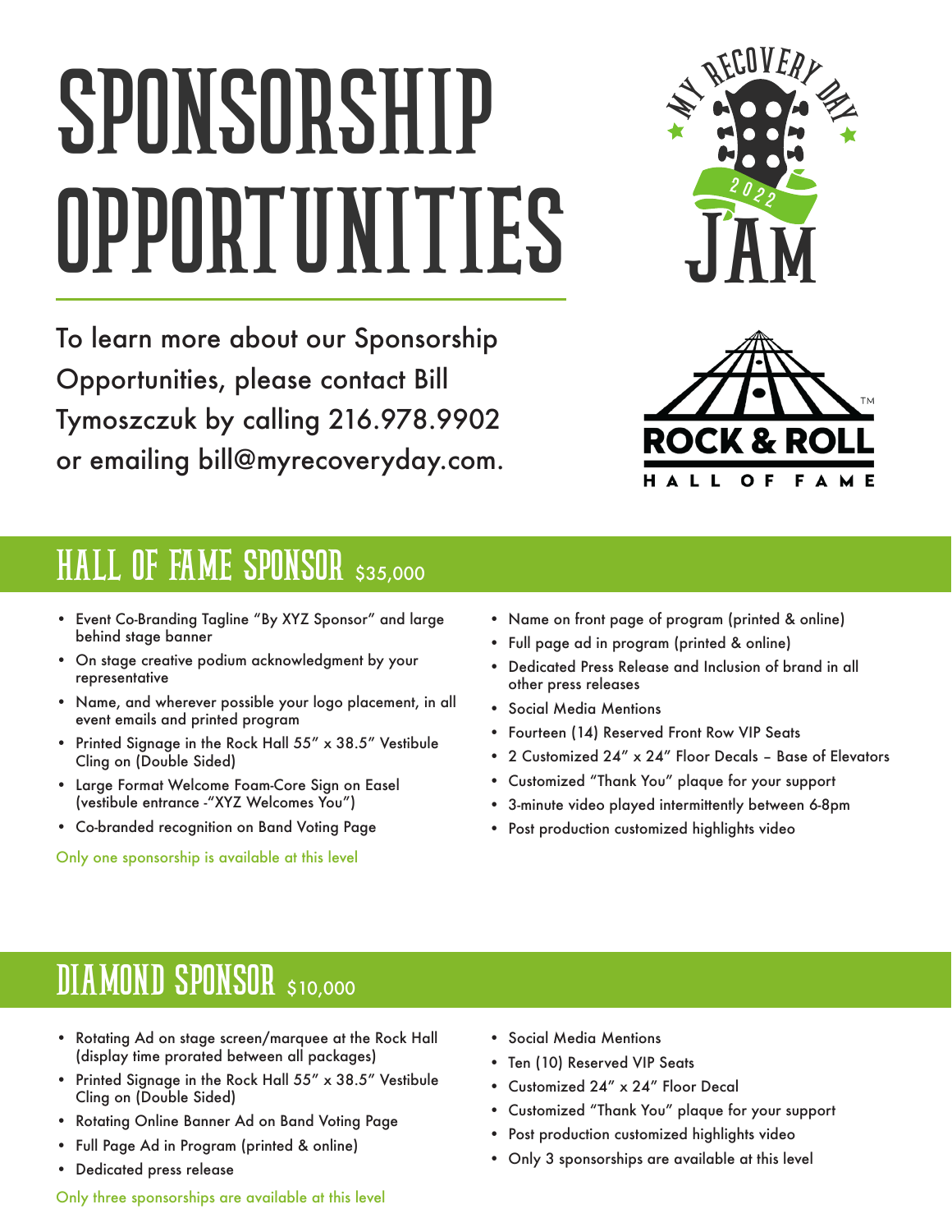# SPONSORSHIP OPPORTUNITIES

To learn more about our Sponsorship Opportunities, please contact Bill Tymoszczuk by calling 216.978.9902 or emailing bill@myrecoveryday.com.

MY RECOVERY DAY 2022 JAM

ROCK & ROLL HALL OF FAME™

## HALL OF FAME SPONSOR $35,000

- Event Co-Branding Tagline "By XYZ Sponsor" and large behind stage banner
- On stage creative podium acknowledgment by your representative
- Name, and wherever possible your logo placement, in all event emails and printed program
- Printed Signage in the Rock Hall 55" x 38.5" Vestibule Cling on (Double Sided)
- Large Format Welcome Foam-Core Sign on Easel (vestibule entrance -"XYZ Welcomes You")
- Co-branded recognition on Band Voting Page
- Name on front page of program (printed & online)
- Full page ad in program (printed & online)
- Dedicated Press Release and Inclusion of brand in all other press releases
- Social Media Mentions
- Fourteen (14) Reserved Front Row VIP Seats
- 2 Customized 24" x 24" Floor Decals – Base of Elevators
- Customized "Thank You" plaque for your support
- 3-minute video played intermittently between 6-8pm
- Post production customized highlights video

Only one sponsorship is available at this level

## DIAMOND SPONSOR $10,000

- Rotating Ad on stage screen/marquee at the Rock Hall (display time prorated between all packages)
- Printed Signage in the Rock Hall 55" x 38.5" Vestibule Cling on (Double Sided)
- Rotating Online Banner Ad on Band Voting Page
- Full Page Ad in Program (printed & online)
- Dedicated press release
- Social Media Mentions
- Ten (10) Reserved VIP Seats
- Customized 24" x 24" Floor Decal
- Customized "Thank You" plaque for your support
- Post production customized highlights video
- Only 3 sponsorships are available at this level

Only three sponsorships are available at this level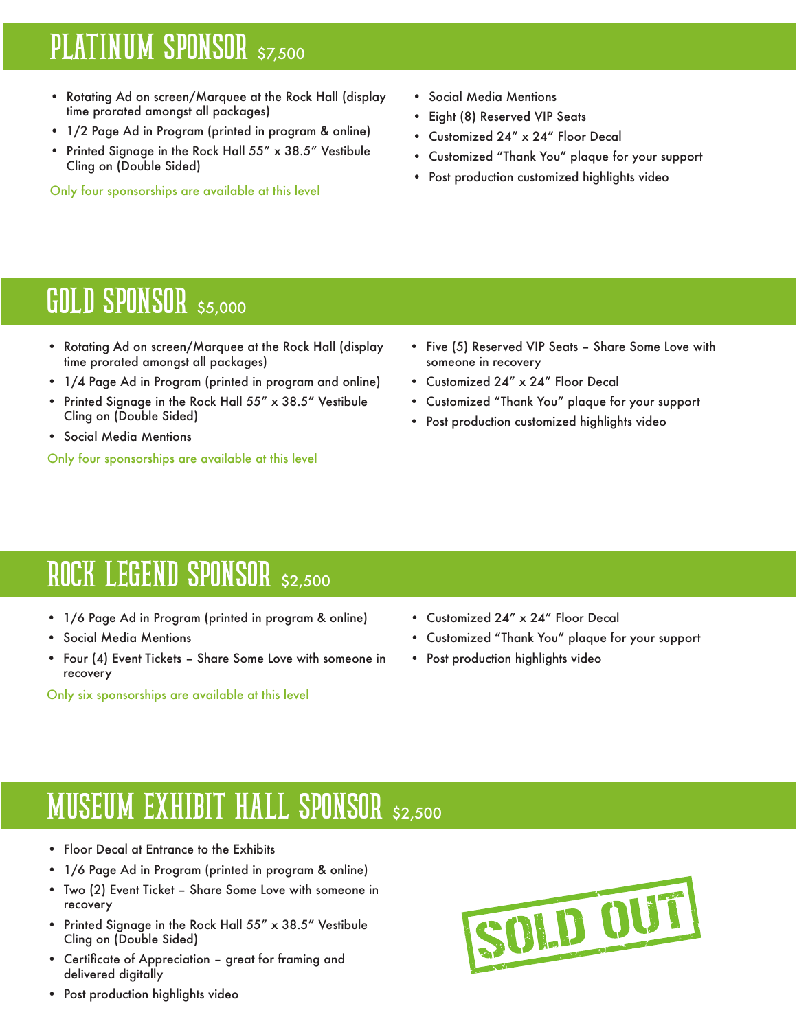## PLATINUM SPONSOR $7,500

- Rotating Ad on screen/Marquee at the Rock Hall (display time prorated amongst all packages)
- 1/2 Page Ad in Program (printed in program & online)
- Printed Signage in the Rock Hall 55" x 38.5" Vestibule Cling on (Double Sided)

Only four sponsorships are available at this level

- Social Media Mentions
- Eight (8) Reserved VIP Seats
- Customized 24" x 24" Floor Decal
- Customized "Thank You" plaque for your support
- Post production customized highlights video

## GOLD SPONSOR $5,000

- Rotating Ad on screen/Marquee at the Rock Hall (display time prorated amongst all packages)
- 1/4 Page Ad in Program (printed in program and online)
- Printed Signage in the Rock Hall 55" x 38.5" Vestibule Cling on (Double Sided)
- Social Media Mentions

Only four sponsorships are available at this level

- Five (5) Reserved VIP Seats – Share Some Love with someone in recovery
- Customized 24" x 24" Floor Decal
- Customized "Thank You" plaque for your support
- Post production customized highlights video

## ROCK LEGEND SPONSOR $2,500

- 1/6 Page Ad in Program (printed in program & online)
- Social Media Mentions
- Four (4) Event Tickets – Share Some Love with someone in recovery

Only six sponsorships are available at this level

- Customized 24" x 24" Floor Decal
- Customized "Thank You" plaque for your support
- Post production highlights video

## MUSEUM EXHIBIT HALL SPONSOR $2,500

- Floor Decal at Entrance to the Exhibits
- 1/6 Page Ad in Program (printed in program & online)
- Two (2) Event Ticket – Share Some Love with someone in recovery
- Printed Signage in the Rock Hall 55" x 38.5" Vestibule Cling on (Double Sided)
- Certificate of Appreciation – great for framing and delivered digitally
- Post production highlights video

SOLD OUT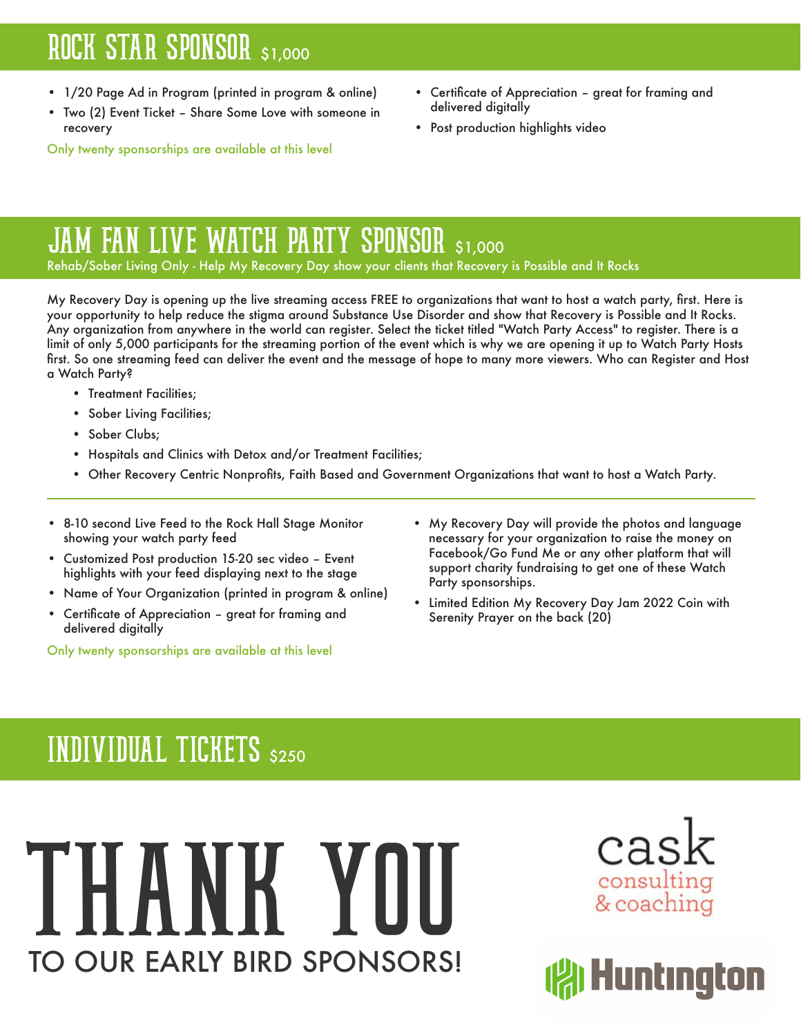## ROCK STAR SPONSOR $1,000

- 1/20 Page Ad in Program (printed in program & online)
- Two (2) Event Ticket – Share Some Love with someone in recovery

Only twenty sponsorships are available at this level

- Certificate of Appreciation – great for framing and delivered digitally
- Post production highlights video

## JAM FAN LIVE WATCH PARTY SPONSOR $1,000

Rehab/Sober Living Only - Help My Recovery Day show your clients that Recovery is Possible and It Rocks

My Recovery Day is opening up the live streaming access FREE to organizations that want to host a watch party, first. Here is your opportunity to help reduce the stigma around Substance Use Disorder and show that Recovery is Possible and It Rocks. Any organization from anywhere in the world can register. Select the ticket titled "Watch Party Access" to register. There is a limit of only 5,000 participants for the streaming portion of the event which is why we are opening it up to Watch Party Hosts first. So one streaming feed can deliver the event and the message of hope to many more viewers. Who can Register and Host a Watch Party?

- Treatment Facilities;
- Sober Living Facilities;
- Sober Clubs;
- Hospitals and Clinics with Detox and/or Treatment Facilities;
- Other Recovery Centric Nonprofits, Faith Based and Government Organizations that want to host a Watch Party.

---

- 8-10 second Live Feed to the Rock Hall Stage Monitor showing your watch party feed
- Customized Post production 15-20 sec video – Event highlights with your feed displaying next to the stage
- Name of Your Organization (printed in program & online)
- Certificate of Appreciation – great for framing and delivered digitally

Only twenty sponsorships are available at this level

- My Recovery Day will provide the photos and language necessary for your organization to raise the money on Facebook/Go Fund Me or any other platform that will support charity fundraising to get one of these Watch Party sponsorships.
- Limited Edition My Recovery Day Jam 2022 Coin with Serenity Prayer on the back (20)

## INDIVIDUAL TICKETS $250

# THANK YOU
TO OUR EARLY BIRD SPONSORS!

cask consulting & coaching

Huntington